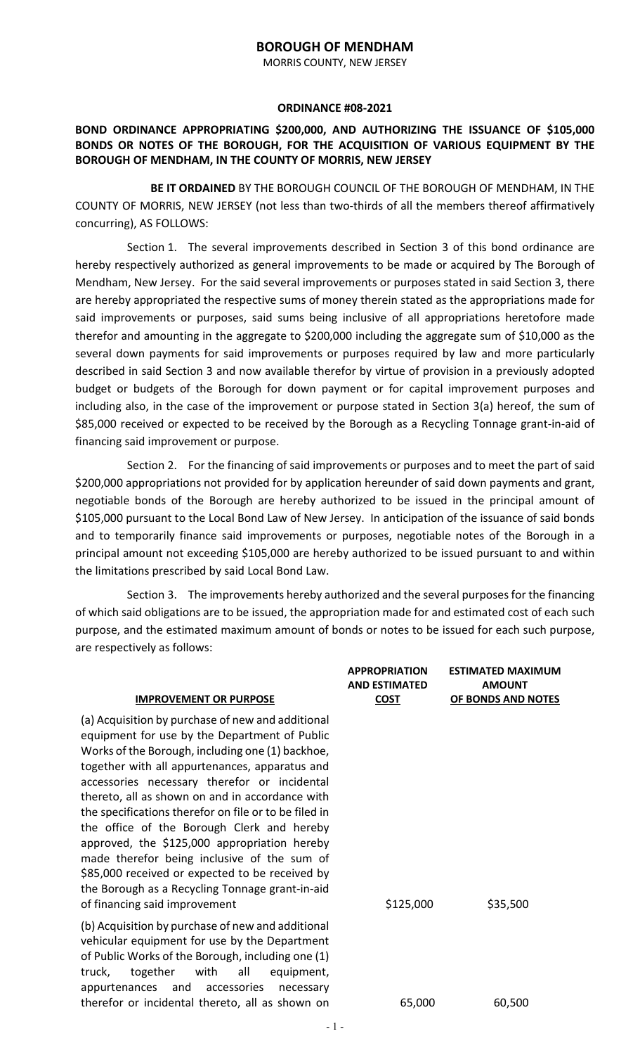# BOROUGH OF MENDHAM

MORRIS COUNTY, NEW JERSEY

## ORDINANCE #08-2021

**BOND ORDINANCE APPROPRIATING $200,000, AND AUTHORIZING THE ISSUANCE OF $105,000 BONDS OR NOTES OF THE BOROUGH, FOR THE ACQUISITION OF VARIOUS EQUIPMENT BY THE BOROUGH OF MENDHAM, IN THE COUNTY OF MORRIS, NEW JERSEY**

**BE IT ORDAINED** BY THE BOROUGH COUNCIL OF THE BOROUGH OF MENDHAM, IN THE COUNTY OF MORRIS, NEW JERSEY (not less than two-thirds of all the members thereof affirmatively concurring), AS FOLLOWS:

Section 1. The several improvements described in Section 3 of this bond ordinance are hereby respectively authorized as general improvements to be made or acquired by The Borough of Mendham, New Jersey. For the said several improvements or purposes stated in said Section 3, there are hereby appropriated the respective sums of money therein stated as the appropriations made for said improvements or purposes, said sums being inclusive of all appropriations heretofore made therefor and amounting in the aggregate to $200,000 including the aggregate sum of $10,000 as the several down payments for said improvements or purposes required by law and more particularly described in said Section 3 and now available therefor by virtue of provision in a previously adopted budget or budgets of the Borough for down payment or for capital improvement purposes and including also, in the case of the improvement or purpose stated in Section 3(a) hereof, the sum of $85,000 received or expected to be received by the Borough as a Recycling Tonnage grant-in-aid of financing said improvement or purpose.

Section 2. For the financing of said improvements or purposes and to meet the part of said $200,000 appropriations not provided for by application hereunder of said down payments and grant, negotiable bonds of the Borough are hereby authorized to be issued in the principal amount of $105,000 pursuant to the Local Bond Law of New Jersey. In anticipation of the issuance of said bonds and to temporarily finance said improvements or purposes, negotiable notes of the Borough in a principal amount not exceeding $105,000 are hereby authorized to be issued pursuant to and within the limitations prescribed by said Local Bond Law.

Section 3. The improvements hereby authorized and the several purposes for the financing of which said obligations are to be issued, the appropriation made for and estimated cost of each such purpose, and the estimated maximum amount of bonds or notes to be issued for each such purpose, are respectively as follows:

| IMPROVEMENT OR PURPOSE | APPROPRIATION AND ESTIMATED COST | ESTIMATED MAXIMUM AMOUNT OF BONDS AND NOTES |
|---|---|---|
| (a) Acquisition by purchase of new and additional equipment for use by the Department of Public Works of the Borough, including one (1) backhoe, together with all appurtenances, apparatus and accessories necessary therefor or incidental thereto, all as shown on and in accordance with the specifications therefor on file or to be filed in the office of the Borough Clerk and hereby approved, the $125,000 appropriation hereby made therefor being inclusive of the sum of $85,000 received or expected to be received by the Borough as a Recycling Tonnage grant-in-aid of financing said improvement | $125,000 | $35,500 |
| (b) Acquisition by purchase of new and additional vehicular equipment for use by the Department of Public Works of the Borough, including one (1) truck, together with all equipment, appurtenances and accessories necessary therefor or incidental thereto, all as shown on | 65,000 | 60,500 |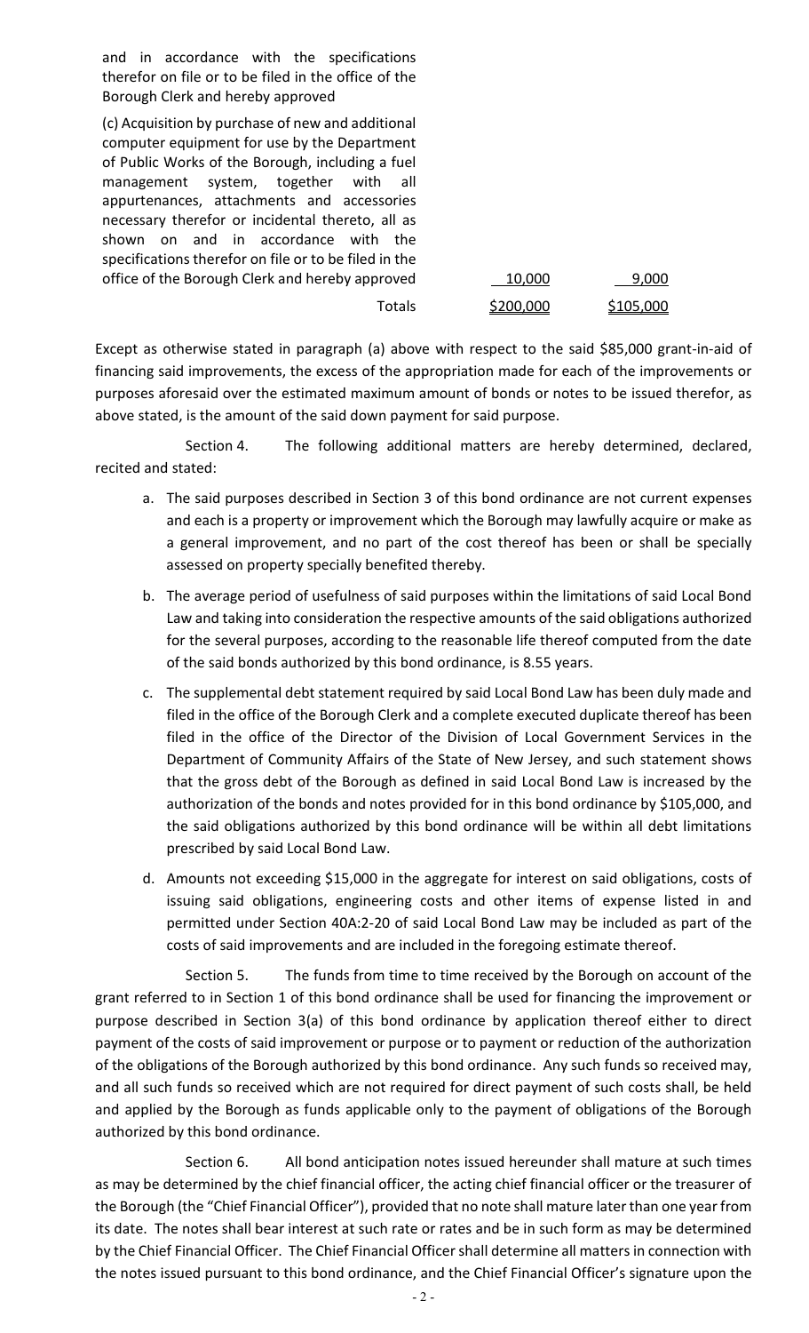| | | |
|---|---|---|
| and in accordance with the specifications therefor on file or to be filed in the office of the Borough Clerk and hereby approved | | |
| (c) Acquisition by purchase of new and additional computer equipment for use by the Department of Public Works of the Borough, including a fuel management system, together with all appurtenances, attachments and accessories necessary therefor or incidental thereto, all as shown on and in accordance with the specifications therefor on file or to be filed in the office of the Borough Clerk and hereby approved | 10,000 | 9,000 |
| Totals | \$200,000 | \$105,000 |

Except as otherwise stated in paragraph (a) above with respect to the said \$85,000 grant-in-aid of financing said improvements, the excess of the appropriation made for each of the improvements or purposes aforesaid over the estimated maximum amount of bonds or notes to be issued therefor, as above stated, is the amount of the said down payment for said purpose.

Section 4. The following additional matters are hereby determined, declared, recited and stated:

a. The said purposes described in Section 3 of this bond ordinance are not current expenses and each is a property or improvement which the Borough may lawfully acquire or make as a general improvement, and no part of the cost thereof has been or shall be specially assessed on property specially benefited thereby.

b. The average period of usefulness of said purposes within the limitations of said Local Bond Law and taking into consideration the respective amounts of the said obligations authorized for the several purposes, according to the reasonable life thereof computed from the date of the said bonds authorized by this bond ordinance, is 8.55 years.

c. The supplemental debt statement required by said Local Bond Law has been duly made and filed in the office of the Borough Clerk and a complete executed duplicate thereof has been filed in the office of the Director of the Division of Local Government Services in the Department of Community Affairs of the State of New Jersey, and such statement shows that the gross debt of the Borough as defined in said Local Bond Law is increased by the authorization of the bonds and notes provided for in this bond ordinance by \$105,000, and the said obligations authorized by this bond ordinance will be within all debt limitations prescribed by said Local Bond Law.

d. Amounts not exceeding \$15,000 in the aggregate for interest on said obligations, costs of issuing said obligations, engineering costs and other items of expense listed in and permitted under Section 40A:2-20 of said Local Bond Law may be included as part of the costs of said improvements and are included in the foregoing estimate thereof.

Section 5. The funds from time to time received by the Borough on account of the grant referred to in Section 1 of this bond ordinance shall be used for financing the improvement or purpose described in Section 3(a) of this bond ordinance by application thereof either to direct payment of the costs of said improvement or purpose or to payment or reduction of the authorization of the obligations of the Borough authorized by this bond ordinance. Any such funds so received may, and all such funds so received which are not required for direct payment of such costs shall, be held and applied by the Borough as funds applicable only to the payment of obligations of the Borough authorized by this bond ordinance.

Section 6. All bond anticipation notes issued hereunder shall mature at such times as may be determined by the chief financial officer, the acting chief financial officer or the treasurer of the Borough (the "Chief Financial Officer"), provided that no note shall mature later than one year from its date. The notes shall bear interest at such rate or rates and be in such form as may be determined by the Chief Financial Officer. The Chief Financial Officer shall determine all matters in connection with the notes issued pursuant to this bond ordinance, and the Chief Financial Officer's signature upon the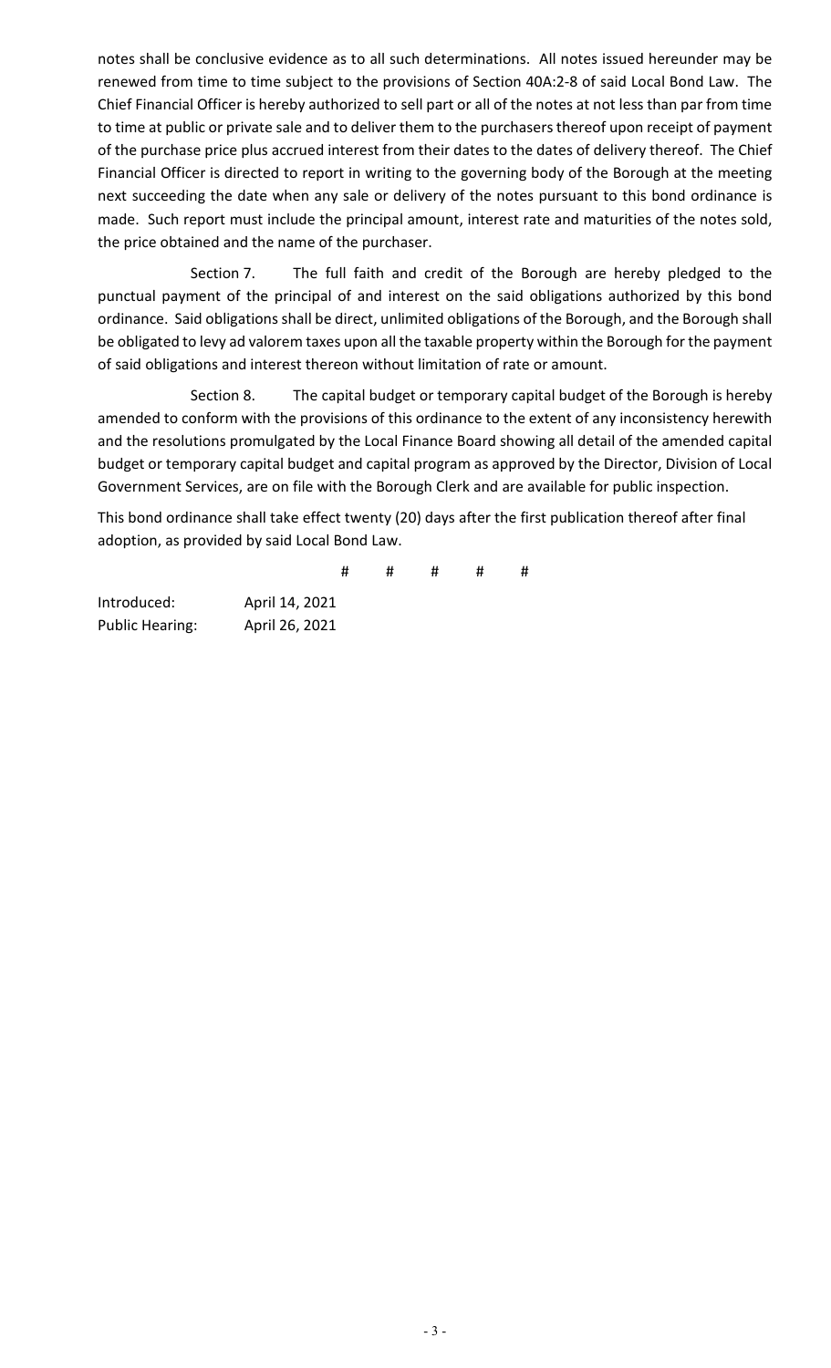notes shall be conclusive evidence as to all such determinations. All notes issued hereunder may be renewed from time to time subject to the provisions of Section 40A:2-8 of said Local Bond Law. The Chief Financial Officer is hereby authorized to sell part or all of the notes at not less than par from time to time at public or private sale and to deliver them to the purchasers thereof upon receipt of payment of the purchase price plus accrued interest from their dates to the dates of delivery thereof. The Chief Financial Officer is directed to report in writing to the governing body of the Borough at the meeting next succeeding the date when any sale or delivery of the notes pursuant to this bond ordinance is made. Such report must include the principal amount, interest rate and maturities of the notes sold, the price obtained and the name of the purchaser.

Section 7. The full faith and credit of the Borough are hereby pledged to the punctual payment of the principal of and interest on the said obligations authorized by this bond ordinance. Said obligations shall be direct, unlimited obligations of the Borough, and the Borough shall be obligated to levy ad valorem taxes upon all the taxable property within the Borough for the payment of said obligations and interest thereon without limitation of rate or amount.

Section 8. The capital budget or temporary capital budget of the Borough is hereby amended to conform with the provisions of this ordinance to the extent of any inconsistency herewith and the resolutions promulgated by the Local Finance Board showing all detail of the amended capital budget or temporary capital budget and capital program as approved by the Director, Division of Local Government Services, are on file with the Borough Clerk and are available for public inspection.

This bond ordinance shall take effect twenty (20) days after the first publication thereof after final adoption, as provided by said Local Bond Law.

# # # # #

Introduced: April 14, 2021
Public Hearing: April 26, 2021